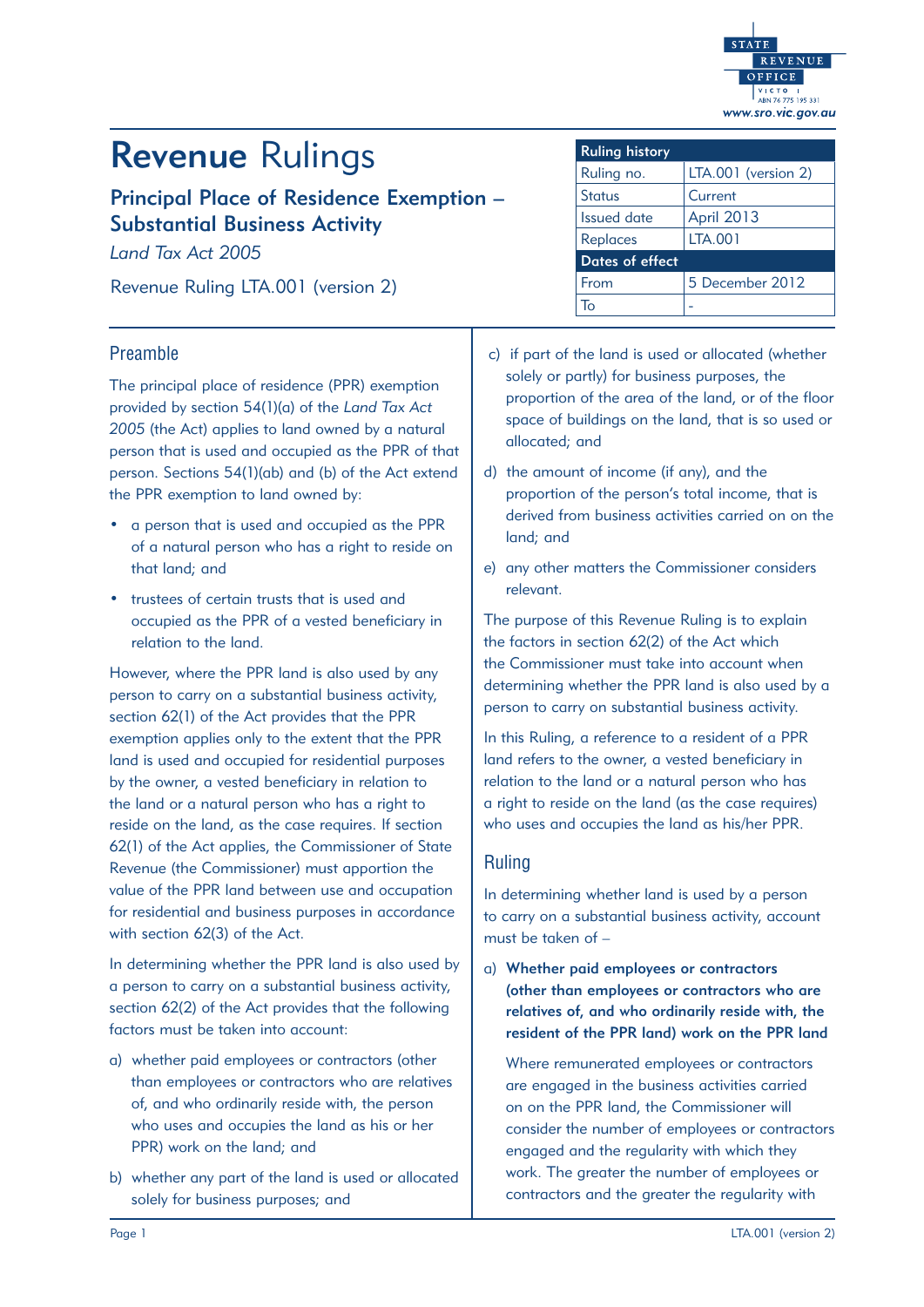# Revenue Rulings

## Principal Place of Residence Exemption – Substantial Business Activity

*Land Tax Act 2005*

Revenue Ruling LTA.001 (version 2)

| Ruling history | |
|---|---|
| Ruling no. | LTA.001 (version 2) |
| Status | Current |
| Issued date | April 2013 |
| Replaces | LTA.001 |
| **Dates of effect** | |
| From | 5 December 2012 |
| To | - |

## Preamble

The principal place of residence (PPR) exemption provided by section 54(1)(a) of the *Land Tax Act 2005* (the Act) applies to land owned by a natural person that is used and occupied as the PPR of that person. Sections 54(1)(ab) and (b) of the Act extend the PPR exemption to land owned by:

- a person that is used and occupied as the PPR of a natural person who has a right to reside on that land; and
- trustees of certain trusts that is used and occupied as the PPR of a vested beneficiary in relation to the land.

However, where the PPR land is also used by any person to carry on a substantial business activity, section 62(1) of the Act provides that the PPR exemption applies only to the extent that the PPR land is used and occupied for residential purposes by the owner, a vested beneficiary in relation to the land or a natural person who has a right to reside on the land, as the case requires. If section 62(1) of the Act applies, the Commissioner of State Revenue (the Commissioner) must apportion the value of the PPR land between use and occupation for residential and business purposes in accordance with section 62(3) of the Act.

In determining whether the PPR land is also used by a person to carry on a substantial business activity, section 62(2) of the Act provides that the following factors must be taken into account:

a) whether paid employees or contractors (other than employees or contractors who are relatives of, and who ordinarily reside with, the person who uses and occupies the land as his or her PPR) work on the land; and

b) whether any part of the land is used or allocated solely for business purposes; and

c) if part of the land is used or allocated (whether solely or partly) for business purposes, the proportion of the area of the land, or of the floor space of buildings on the land, that is so used or allocated; and

d) the amount of income (if any), and the proportion of the person's total income, that is derived from business activities carried on on the land; and

e) any other matters the Commissioner considers relevant.

The purpose of this Revenue Ruling is to explain the factors in section 62(2) of the Act which the Commissioner must take into account when determining whether the PPR land is also used by a person to carry on substantial business activity.

In this Ruling, a reference to a resident of a PPR land refers to the owner, a vested beneficiary in relation to the land or a natural person who has a right to reside on the land (as the case requires) who uses and occupies the land as his/her PPR.

## Ruling

In determining whether land is used by a person to carry on a substantial business activity, account must be taken of –

a) **Whether paid employees or contractors (other than employees or contractors who are relatives of, and who ordinarily reside with, the resident of the PPR land) work on the PPR land**

Where remunerated employees or contractors are engaged in the business activities carried on on the PPR land, the Commissioner will consider the number of employees or contractors engaged and the regularity with which they work. The greater the number of employees or contractors and the greater the regularity with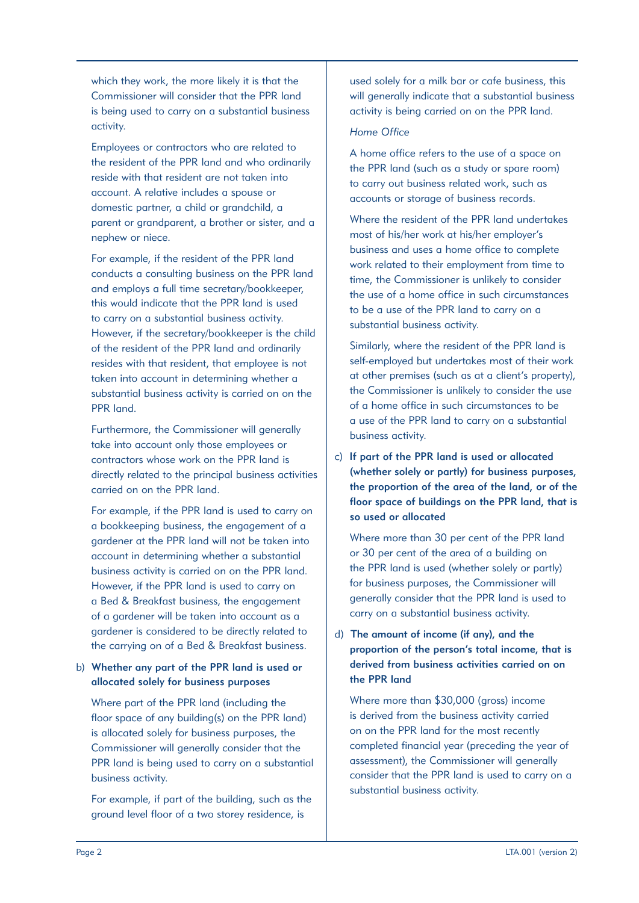which they work, the more likely it is that the Commissioner will consider that the PPR land is being used to carry on a substantial business activity.

Employees or contractors who are related to the resident of the PPR land and who ordinarily reside with that resident are not taken into account. A relative includes a spouse or domestic partner, a child or grandchild, a parent or grandparent, a brother or sister, and a nephew or niece.

For example, if the resident of the PPR land conducts a consulting business on the PPR land and employs a full time secretary/bookkeeper, this would indicate that the PPR land is used to carry on a substantial business activity. However, if the secretary/bookkeeper is the child of the resident of the PPR land and ordinarily resides with that resident, that employee is not taken into account in determining whether a substantial business activity is carried on on the PPR land.

Furthermore, the Commissioner will generally take into account only those employees or contractors whose work on the PPR land is directly related to the principal business activities carried on on the PPR land.

For example, if the PPR land is used to carry on a bookkeeping business, the engagement of a gardener at the PPR land will not be taken into account in determining whether a substantial business activity is carried on on the PPR land. However, if the PPR land is used to carry on a Bed & Breakfast business, the engagement of a gardener will be taken into account as a gardener is considered to be directly related to the carrying on of a Bed & Breakfast business.

b) **Whether any part of the PPR land is used or allocated solely for business purposes**

Where part of the PPR land (including the floor space of any building(s) on the PPR land) is allocated solely for business purposes, the Commissioner will generally consider that the PPR land is being used to carry on a substantial business activity.

For example, if part of the building, such as the ground level floor of a two storey residence, is used solely for a milk bar or cafe business, this will generally indicate that a substantial business activity is being carried on on the PPR land.

*Home Office*

A home office refers to the use of a space on the PPR land (such as a study or spare room) to carry out business related work, such as accounts or storage of business records.

Where the resident of the PPR land undertakes most of his/her work at his/her employer's business and uses a home office to complete work related to their employment from time to time, the Commissioner is unlikely to consider the use of a home office in such circumstances to be a use of the PPR land to carry on a substantial business activity.

Similarly, where the resident of the PPR land is self-employed but undertakes most of their work at other premises (such as at a client's property), the Commissioner is unlikely to consider the use of a home office in such circumstances to be a use of the PPR land to carry on a substantial business activity.

c) **If part of the PPR land is used or allocated (whether solely or partly) for business purposes, the proportion of the area of the land, or of the floor space of buildings on the PPR land, that is so used or allocated**

Where more than 30 per cent of the PPR land or 30 per cent of the area of a building on the PPR land is used (whether solely or partly) for business purposes, the Commissioner will generally consider that the PPR land is used to carry on a substantial business activity.

d) **The amount of income (if any), and the proportion of the person's total income, that is derived from business activities carried on on the PPR land**

Where more than $30,000 (gross) income is derived from the business activity carried on on the PPR land for the most recently completed financial year (preceding the year of assessment), the Commissioner will generally consider that the PPR land is used to carry on a substantial business activity.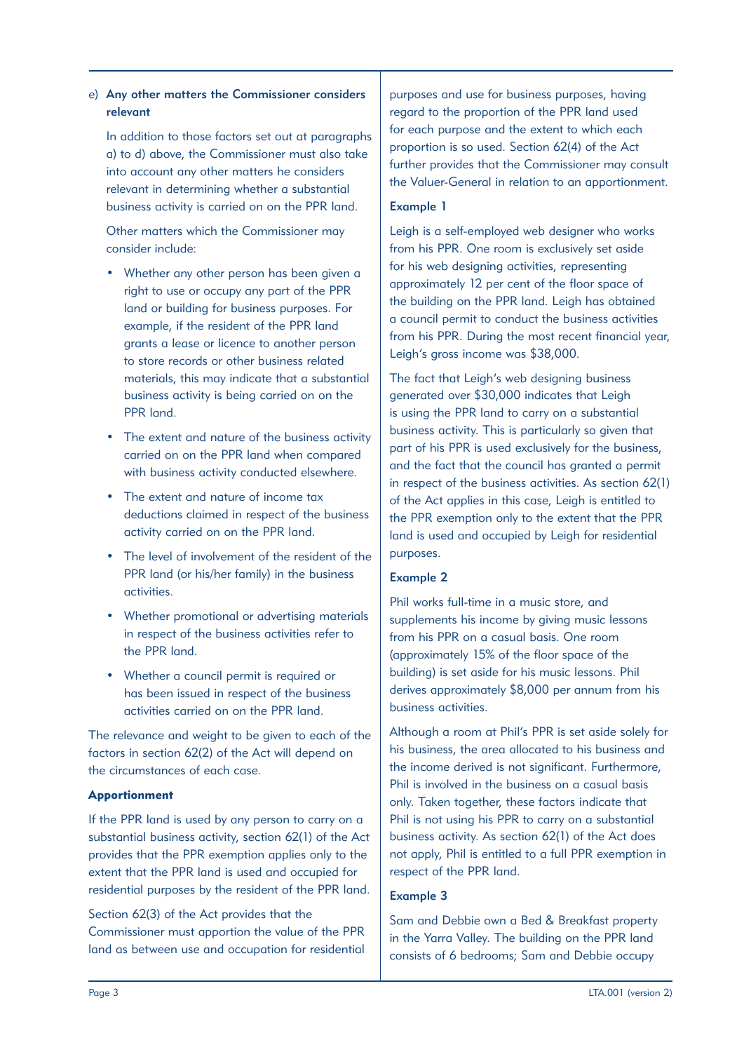e) **Any other matters the Commissioner considers relevant**

In addition to those factors set out at paragraphs a) to d) above, the Commissioner must also take into account any other matters he considers relevant in determining whether a substantial business activity is carried on on the PPR land.

Other matters which the Commissioner may consider include:

- Whether any other person has been given a right to use or occupy any part of the PPR land or building for business purposes. For example, if the resident of the PPR land grants a lease or licence to another person to store records or other business related materials, this may indicate that a substantial business activity is being carried on on the PPR land.
- The extent and nature of the business activity carried on on the PPR land when compared with business activity conducted elsewhere.
- The extent and nature of income tax deductions claimed in respect of the business activity carried on on the PPR land.
- The level of involvement of the resident of the PPR land (or his/her family) in the business activities.
- Whether promotional or advertising materials in respect of the business activities refer to the PPR land.
- Whether a council permit is required or has been issued in respect of the business activities carried on on the PPR land.

The relevance and weight to be given to each of the factors in section 62(2) of the Act will depend on the circumstances of each case.

**Apportionment**

If the PPR land is used by any person to carry on a substantial business activity, section 62(1) of the Act provides that the PPR exemption applies only to the extent that the PPR land is used and occupied for residential purposes by the resident of the PPR land.

Section 62(3) of the Act provides that the Commissioner must apportion the value of the PPR land as between use and occupation for residential purposes and use for business purposes, having regard to the proportion of the PPR land used for each purpose and the extent to which each proportion is so used. Section 62(4) of the Act further provides that the Commissioner may consult the Valuer-General in relation to an apportionment.

**Example 1**

Leigh is a self-employed web designer who works from his PPR. One room is exclusively set aside for his web designing activities, representing approximately 12 per cent of the floor space of the building on the PPR land. Leigh has obtained a council permit to conduct the business activities from his PPR. During the most recent financial year, Leigh's gross income was $38,000.

The fact that Leigh's web designing business generated over $30,000 indicates that Leigh is using the PPR land to carry on a substantial business activity. This is particularly so given that part of his PPR is used exclusively for the business, and the fact that the council has granted a permit in respect of the business activities. As section 62(1) of the Act applies in this case, Leigh is entitled to the PPR exemption only to the extent that the PPR land is used and occupied by Leigh for residential purposes.

**Example 2**

Phil works full-time in a music store, and supplements his income by giving music lessons from his PPR on a casual basis. One room (approximately 15% of the floor space of the building) is set aside for his music lessons. Phil derives approximately $8,000 per annum from his business activities.

Although a room at Phil's PPR is set aside solely for his business, the area allocated to his business and the income derived is not significant. Furthermore, Phil is involved in the business on a casual basis only. Taken together, these factors indicate that Phil is not using his PPR to carry on a substantial business activity. As section 62(1) of the Act does not apply, Phil is entitled to a full PPR exemption in respect of the PPR land.

**Example 3**

Sam and Debbie own a Bed & Breakfast property in the Yarra Valley. The building on the PPR land consists of 6 bedrooms; Sam and Debbie occupy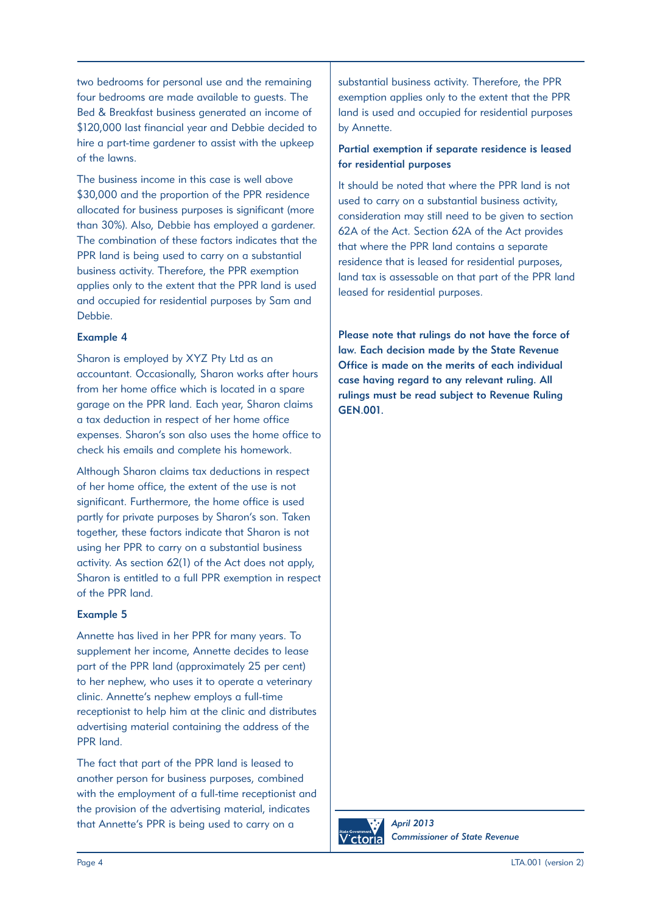two bedrooms for personal use and the remaining four bedrooms are made available to guests. The Bed & Breakfast business generated an income of $120,000 last financial year and Debbie decided to hire a part-time gardener to assist with the upkeep of the lawns.

The business income in this case is well above $30,000 and the proportion of the PPR residence allocated for business purposes is significant (more than 30%). Also, Debbie has employed a gardener. The combination of these factors indicates that the PPR land is being used to carry on a substantial business activity. Therefore, the PPR exemption applies only to the extent that the PPR land is used and occupied for residential purposes by Sam and Debbie.

**Example 4**

Sharon is employed by XYZ Pty Ltd as an accountant. Occasionally, Sharon works after hours from her home office which is located in a spare garage on the PPR land. Each year, Sharon claims a tax deduction in respect of her home office expenses. Sharon's son also uses the home office to check his emails and complete his homework.

Although Sharon claims tax deductions in respect of her home office, the extent of the use is not significant. Furthermore, the home office is used partly for private purposes by Sharon's son. Taken together, these factors indicate that Sharon is not using her PPR to carry on a substantial business activity. As section 62(1) of the Act does not apply, Sharon is entitled to a full PPR exemption in respect of the PPR land.

**Example 5**

Annette has lived in her PPR for many years. To supplement her income, Annette decides to lease part of the PPR land (approximately 25 per cent) to her nephew, who uses it to operate a veterinary clinic. Annette's nephew employs a full-time receptionist to help him at the clinic and distributes advertising material containing the address of the PPR land.

The fact that part of the PPR land is leased to another person for business purposes, combined with the employment of a full-time receptionist and the provision of the advertising material, indicates that Annette's PPR is being used to carry on a substantial business activity. Therefore, the PPR exemption applies only to the extent that the PPR land is used and occupied for residential purposes by Annette.

**Partial exemption if separate residence is leased for residential purposes**

It should be noted that where the PPR land is not used to carry on a substantial business activity, consideration may still need to be given to section 62A of the Act. Section 62A of the Act provides that where the PPR land contains a separate residence that is leased for residential purposes, land tax is assessable on that part of the PPR land leased for residential purposes.

**Please note that rulings do not have the force of law. Each decision made by the State Revenue Office is made on the merits of each individual case having regard to any relevant ruling. All rulings must be read subject to Revenue Ruling GEN.001.**

*April 2013*
***Commissioner of State Revenue***